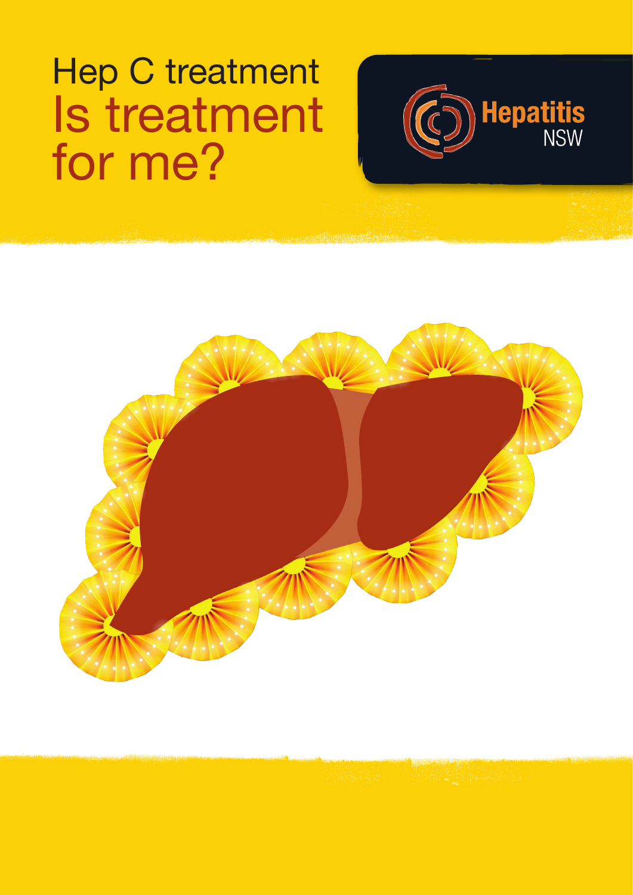# Hep C treatment
# Is treatment for me?

Hepatitis NSW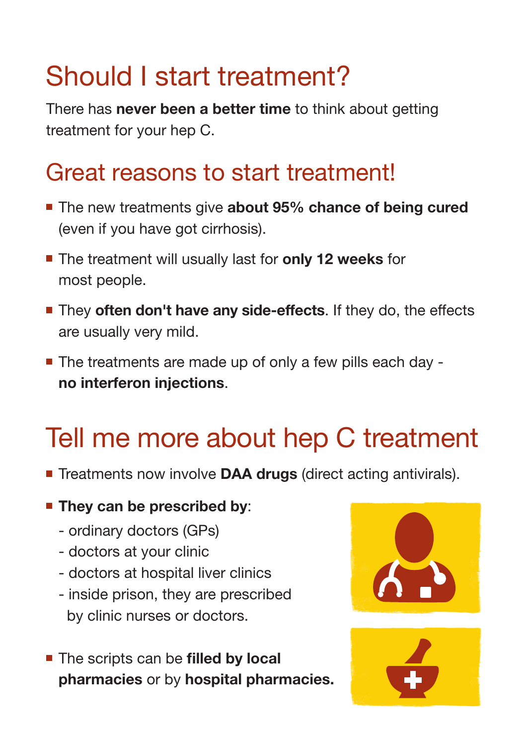# Should I start treatment?

There has **never been a better time** to think about getting treatment for your hep C.

## Great reasons to start treatment!

- The new treatments give **about 95% chance of being cured** (even if you have got cirrhosis).
- The treatment will usually last for **only 12 weeks** for most people.
- They **often don't have any side-effects**. If they do, the effects are usually very mild.
- The treatments are made up of only a few pills each day - **no interferon injections**.

# Tell me more about hep C treatment

- Treatments now involve **DAA drugs** (direct acting antivirals).
- **They can be prescribed by**:
  - ordinary doctors (GPs)
  - doctors at your clinic
  - doctors at hospital liver clinics
  - inside prison, they are prescribed by clinic nurses or doctors.
- The scripts can be **filled by local pharmacies** or by **hospital pharmacies.**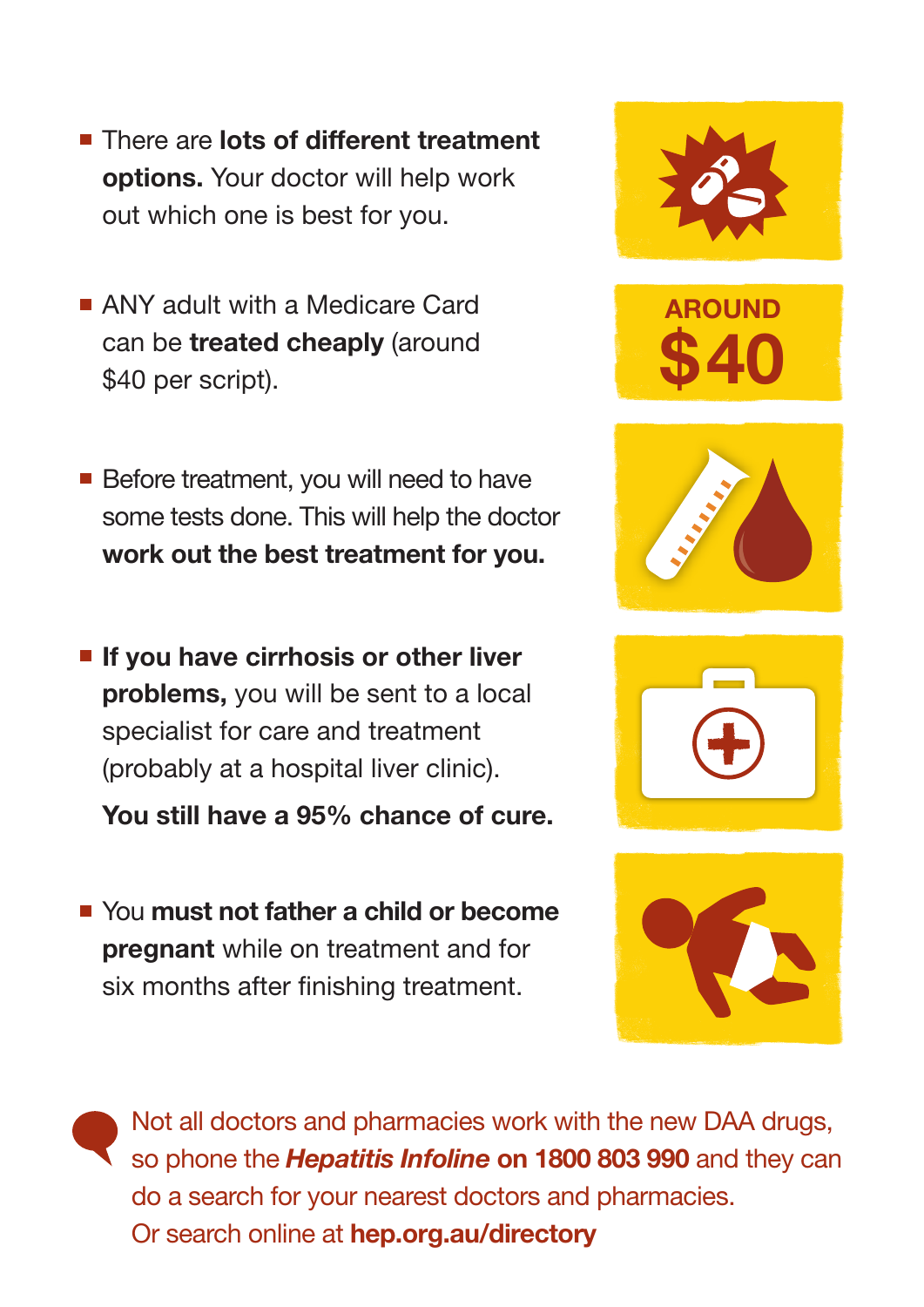- There are **lots of different treatment options.** Your doctor will help work out which one is best for you.

- ANY adult with a Medicare Card can be **treated cheaply** (around $40 per script).

- Before treatment, you will need to have some tests done. This will help the doctor **work out the best treatment for you.**

- **If you have cirrhosis or other liver problems,** you will be sent to a local specialist for care and treatment (probably at a hospital liver clinic).

  **You still have a 95% chance of cure.**

- You **must not father a child or become pregnant** while on treatment and for six months after finishing treatment.

AROUND **$40**

Not all doctors and pharmacies work with the new DAA drugs, so phone the ***Hepatitis Infoline*** **on 1800 803 990** and they can do a search for your nearest doctors and pharmacies.
Or search online at **hep.org.au/directory**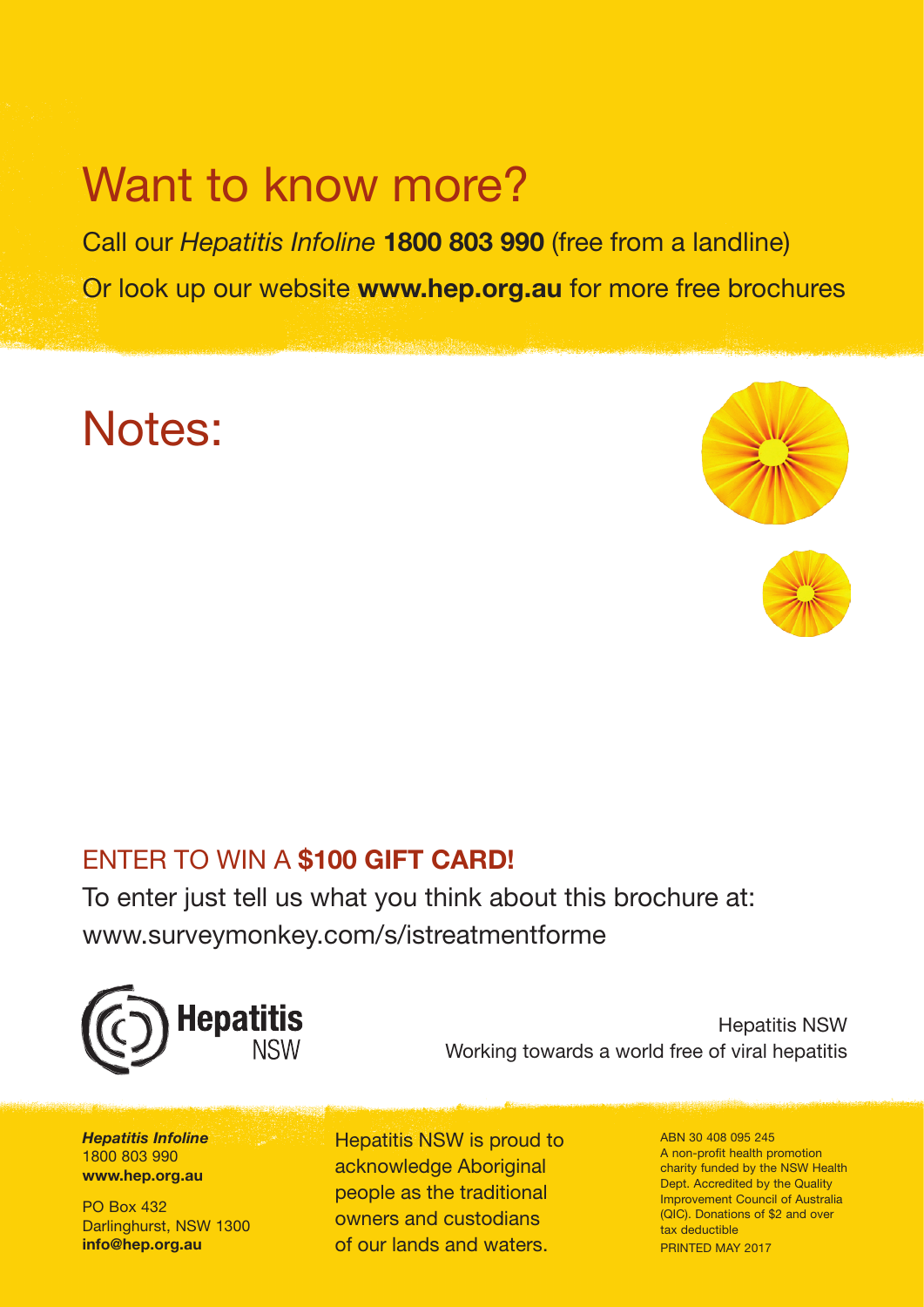# Want to know more?

Call our *Hepatitis Infoline* **1800 803 990** (free from a landline)

Or look up our website **www.hep.org.au** for more free brochures

# Notes:

## ENTER TO WIN A **$100 GIFT CARD!**

To enter just tell us what you think about this brochure at: www.surveymonkey.com/s/istreatmentforme

**Hepatitis** NSW

Hepatitis NSW
Working towards a world free of viral hepatitis

***Hepatitis Infoline***
1800 803 990
**www.hep.org.au**

PO Box 432
Darlinghurst, NSW 1300
**info@hep.org.au**

Hepatitis NSW is proud to acknowledge Aboriginal people as the traditional owners and custodians of our lands and waters.

ABN 30 408 095 245
A non-profit health promotion charity funded by the NSW Health Dept. Accredited by the Quality Improvement Council of Australia (QIC). Donations of $2 and over tax deductible
PRINTED MAY 2017